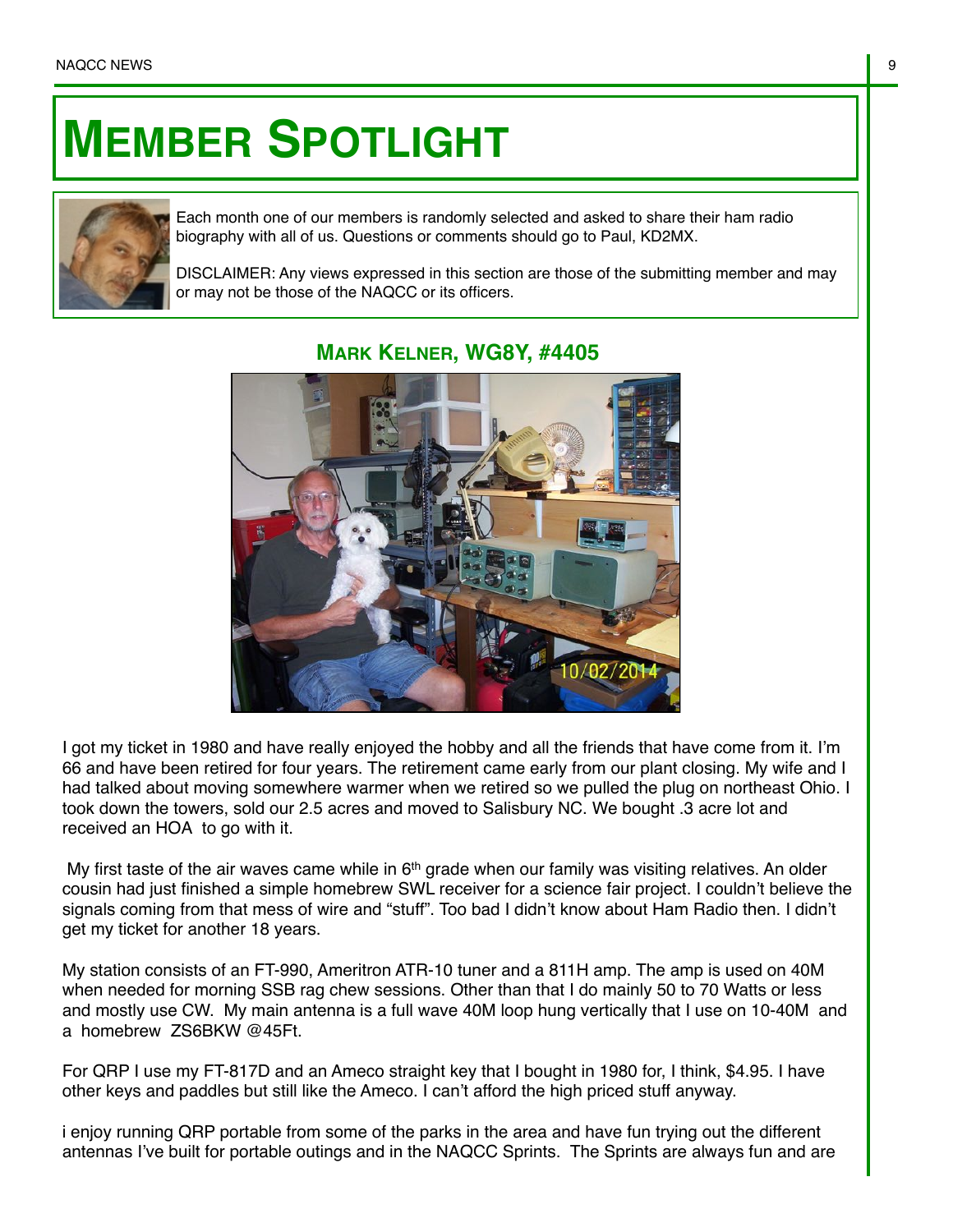# MEMBER SPOTLIGHT

Each month one of our members is randomly selected and asked to share their ham radio biography with all of us. Questions or comments should go to Paul, KD2MX.

DISCLAIMER: Any views expressed in this section are those of the submitting member and may or may not be those of the NAQCC or its officers.

## MARK KELNER, WG8Y, #4405

I got my ticket in 1980 and have really enjoyed the hobby and all the friends that have come from it. I'm 66 and have been retired for four years. The retirement came early from our plant closing. My wife and I had talked about moving somewhere warmer when we retired so we pulled the plug on northeast Ohio. I took down the towers, sold our 2.5 acres and moved to Salisbury NC. We bought .3 acre lot and received an HOA to go with it.

My first taste of the air waves came while in 6th grade when our family was visiting relatives. An older cousin had just finished a simple homebrew SWL receiver for a science fair project. I couldn't believe the signals coming from that mess of wire and "stuff". Too bad I didn't know about Ham Radio then. I didn't get my ticket for another 18 years.

My station consists of an FT-990, Ameritron ATR-10 tuner and a 811H amp. The amp is used on 40M when needed for morning SSB rag chew sessions. Other than that I do mainly 50 to 70 Watts or less and mostly use CW. My main antenna is a full wave 40M loop hung vertically that I use on 10-40M and a homebrew ZS6BKW @45Ft.

For QRP I use my FT-817D and an Ameco straight key that I bought in 1980 for, I think, $4.95. I have other keys and paddles but still like the Ameco. I can't afford the high priced stuff anyway.

i enjoy running QRP portable from some of the parks in the area and have fun trying out the different antennas I've built for portable outings and in the NAQCC Sprints. The Sprints are always fun and are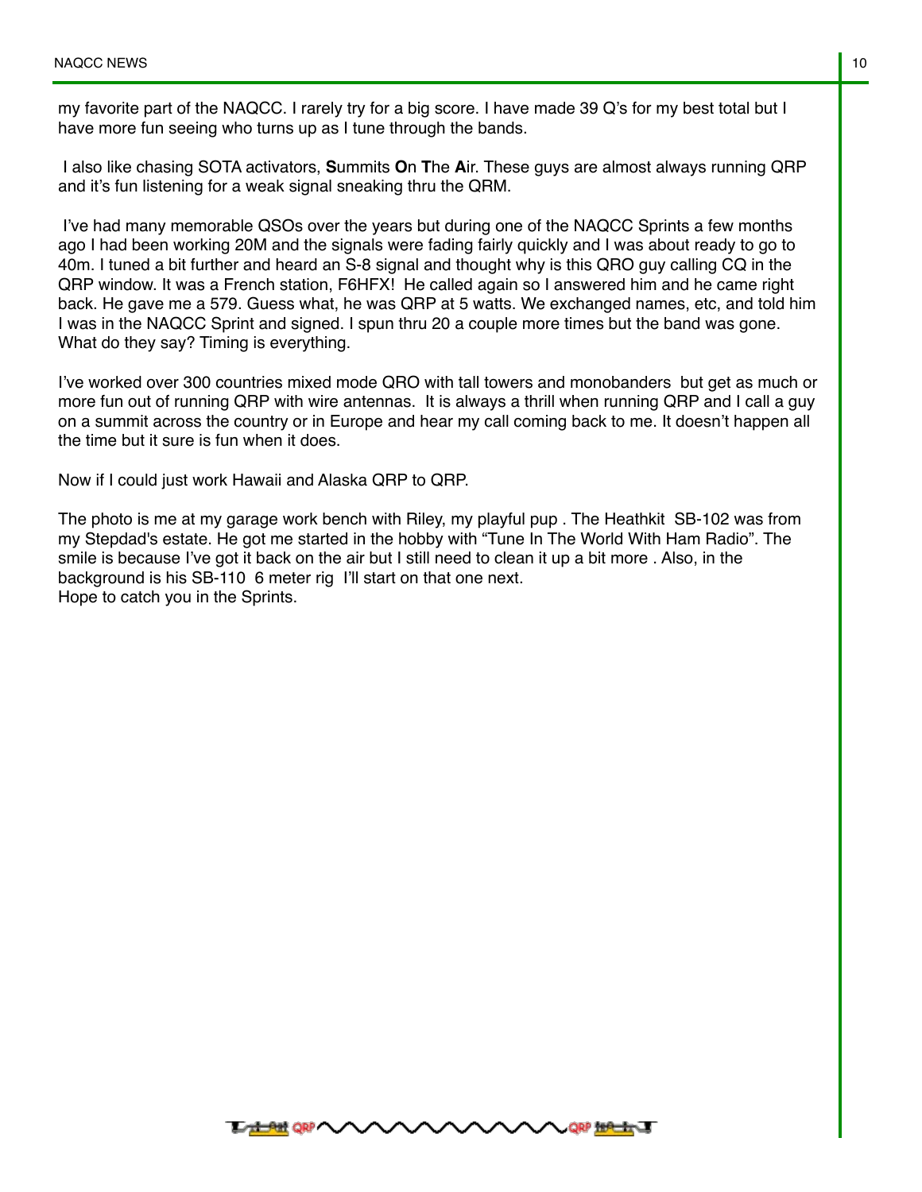my favorite part of the NAQCC. I rarely try for a big score. I have made 39 Q's for my best total but I have more fun seeing who turns up as I tune through the bands.

I also like chasing SOTA activators, **S**ummits **O**n **T**he **A**ir. These guys are almost always running QRP and it's fun listening for a weak signal sneaking thru the QRM.

I've had many memorable QSOs over the years but during one of the NAQCC Sprints a few months ago I had been working 20M and the signals were fading fairly quickly and I was about ready to go to 40m. I tuned a bit further and heard an S-8 signal and thought why is this QRO guy calling CQ in the QRP window. It was a French station, F6HFX! He called again so I answered him and he came right back. He gave me a 579. Guess what, he was QRP at 5 watts. We exchanged names, etc, and told him I was in the NAQCC Sprint and signed. I spun thru 20 a couple more times but the band was gone. What do they say? Timing is everything.

I've worked over 300 countries mixed mode QRO with tall towers and monobanders but get as much or more fun out of running QRP with wire antennas. It is always a thrill when running QRP and I call a guy on a summit across the country or in Europe and hear my call coming back to me. It doesn't happen all the time but it sure is fun when it does.

Now if I could just work Hawaii and Alaska QRP to QRP.

The photo is me at my garage work bench with Riley, my playful pup . The Heathkit SB-102 was from my Stepdad's estate. He got me started in the hobby with "Tune In The World With Ham Radio". The smile is because I've got it back on the air but I still need to clean it up a bit more . Also, in the background is his SB-110 6 meter rig I'll start on that one next.
Hope to catch you in the Sprints.